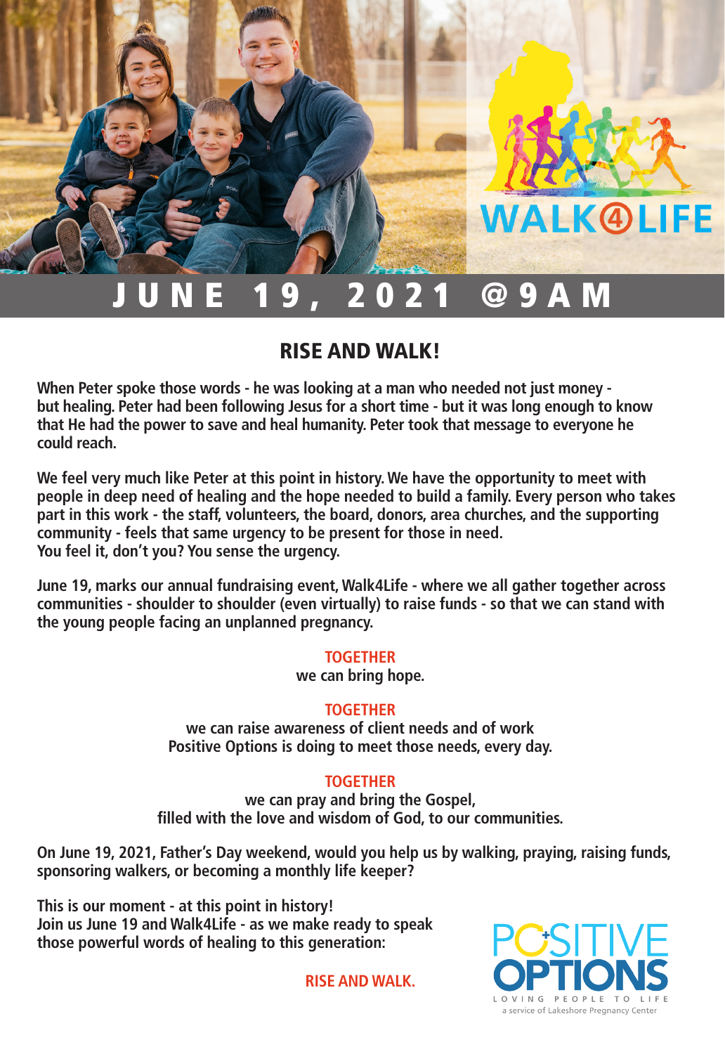WALK4LIFE

# JUNE 19, 2021 @9AM

## RISE AND WALK!

**When Peter spoke those words - he was looking at a man who needed not just money - but healing. Peter had been following Jesus for a short time - but it was long enough to know that He had the power to save and heal humanity. Peter took that message to everyone he could reach.**

**We feel very much like Peter at this point in history. We have the opportunity to meet with people in deep need of healing and the hope needed to build a family. Every person who takes part in this work - the staff, volunteers, the board, donors, area churches, and the supporting community - feels that same urgency to be present for those in need.**
**You feel it, don't you? You sense the urgency.**

**June 19, marks our annual fundraising event, Walk4Life - where we all gather together across communities - shoulder to shoulder (even virtually) to raise funds - so that we can stand with the young people facing an unplanned pregnancy.**

**TOGETHER**
**we can bring hope.**

**TOGETHER**
**we can raise awareness of client needs and of work Positive Options is doing to meet those needs, every day.**

**TOGETHER**
**we can pray and bring the Gospel, filled with the love and wisdom of God, to our communities.**

**On June 19, 2021, Father's Day weekend, would you help us by walking, praying, raising funds, sponsoring walkers, or becoming a monthly life keeper?**

**This is our moment - at this point in history!**
**Join us June 19 and Walk4Life - as we make ready to speak those powerful words of healing to this generation:**

**RISE AND WALK.**

POSITIVE OPTIONS
LOVING PEOPLE TO LIFE
a service of Lakeshore Pregnancy Center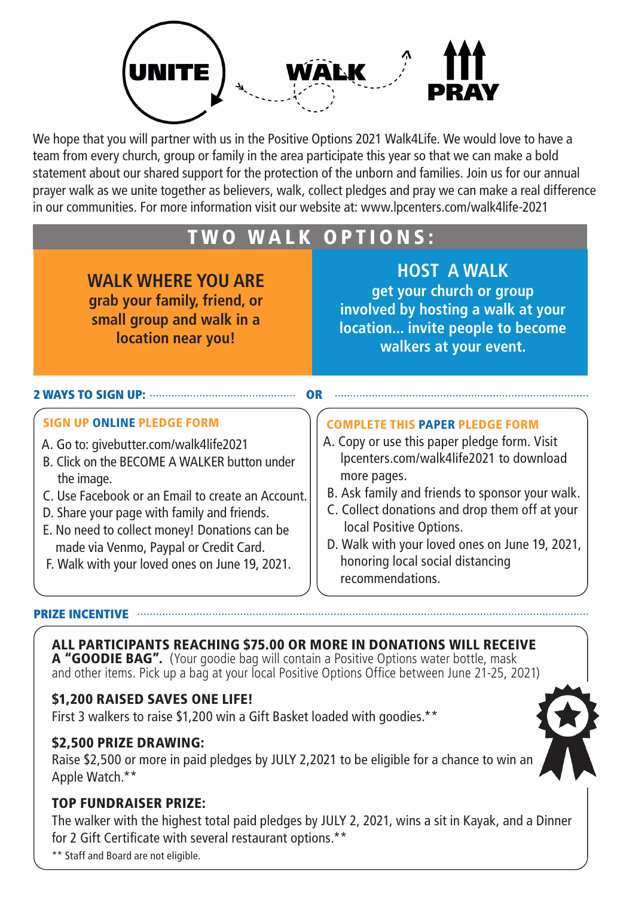UNITE WALK PRAY

We hope that you will partner with us in the Positive Options 2021 Walk4Life. We would love to have a team from every church, group or family in the area participate this year so that we can make a bold statement about our shared support for the protection of the unborn and families. Join us for our annual prayer walk as we unite together as believers, walk, collect pledges and pray we can make a real difference in our communities. For more information visit our website at: www.lpcenters.com/walk4life-2021

## TWO WALK OPTIONS:

### WALK WHERE YOU ARE

**grab your family, friend, or small group and walk in a location near you!**

### HOST A WALK

**get your church or group involved by hosting a walk at your location... invite people to become walkers at your event.**

## 2 WAYS TO SIGN UP: OR

### SIGN UP ONLINE PLEDGE FORM

A. Go to: givebutter.com/walk4life2021
B. Click on the BECOME A WALKER button under the image.
C. Use Facebook or an Email to create an Account.
D. Share your page with family and friends.
E. No need to collect money! Donations can be made via Venmo, Paypal or Credit Card.
F. Walk with your loved ones on June 19, 2021.

### COMPLETE THIS PAPER PLEDGE FORM

A. Copy or use this paper pledge form. Visit lpcenters.com/walk4life2021 to download more pages.
B. Ask family and friends to sponsor your walk.
C. Collect donations and drop them off at your local Positive Options.
D. Walk with your loved ones on June 19, 2021, honoring local social distancing recommendations.

## PRIZE INCENTIVE

**ALL PARTICIPANTS REACHING $75.00 OR MORE IN DONATIONS WILL RECEIVE A "GOODIE BAG".** (Your goodie bag will contain a Positive Options water bottle, mask and other items. Pick up a bag at your local Positive Options Office between June 21-25, 2021)

**$1,200 RAISED SAVES ONE LIFE!**
First 3 walkers to raise $1,200 win a Gift Basket loaded with goodies.**

**$2,500 PRIZE DRAWING:**
Raise $2,500 or more in paid pledges by JULY 2,2021 to be eligible for a chance to win an Apple Watch.**

**TOP FUNDRAISER PRIZE:**
The walker with the highest total paid pledges by JULY 2, 2021, wins a sit in Kayak, and a Dinner for 2 Gift Certificate with several restaurant options.**

** Staff and Board are not eligible.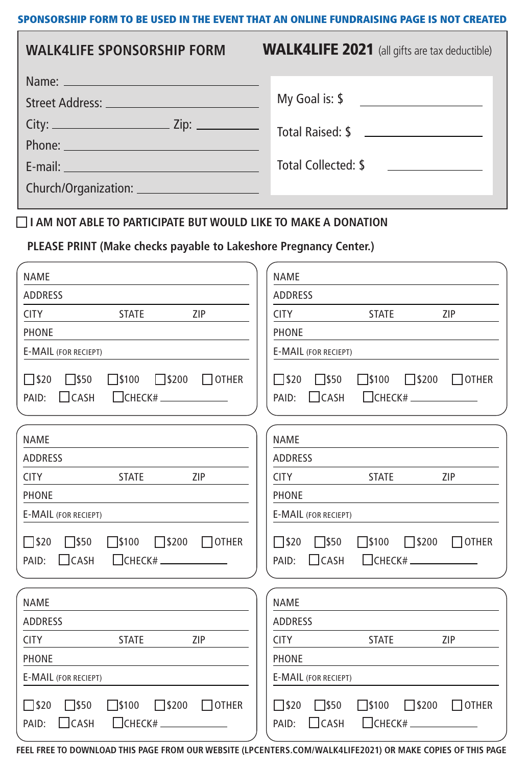**SPONSORSHIP FORM TO BE USED IN THE EVENT THAT AN ONLINE FUNDRAISING PAGE IS NOT CREATED**

## WALK4LIFE SPONSORSHIP FORM

## WALK4LIFE 2021 (all gifts are tax deductible)

Name: ______________________________

Street Address: ______________________________

City: ____________________ Zip: __________

Phone: ______________________________

E-mail: ______________________________

Church/Organization: ______________________________

My Goal is: $ ____________________

Total Raised: $ ____________________

Total Collected: $ ____________________

☐ **I AM NOT ABLE TO PARTICIPATE BUT WOULD LIKE TO MAKE A DONATION**

**PLEASE PRINT (Make checks payable to Lakeshore Pregnancy Center.)**

NAME ______________________________

ADDRESS ______________________________

CITY __________ STATE __________ ZIP __________

PHONE ______________________________

E-MAIL (FOR RECIEPT) ______________________________

☐ $20 ☐ $50 ☐ $100 ☐ $200 ☐ OTHER

PAID: ☐ CASH ☐ CHECK# __________

NAME ______________________________

ADDRESS ______________________________

CITY __________ STATE __________ ZIP __________

PHONE ______________________________

E-MAIL (FOR RECIEPT) ______________________________

☐ $20 ☐ $50 ☐ $100 ☐ $200 ☐ OTHER

PAID: ☐ CASH ☐ CHECK# __________

NAME ______________________________

ADDRESS ______________________________

CITY __________ STATE __________ ZIP __________

PHONE ______________________________

E-MAIL (FOR RECIEPT) ______________________________

☐ $20 ☐ $50 ☐ $100 ☐ $200 ☐ OTHER

PAID: ☐ CASH ☐ CHECK# __________

NAME ______________________________

ADDRESS ______________________________

CITY __________ STATE __________ ZIP __________

PHONE ______________________________

E-MAIL (FOR RECIEPT) ______________________________

☐ $20 ☐ $50 ☐ $100 ☐ $200 ☐ OTHER

PAID: ☐ CASH ☐ CHECK# __________

NAME ______________________________

ADDRESS ______________________________

CITY __________ STATE __________ ZIP __________

PHONE ______________________________

E-MAIL (FOR RECIEPT) ______________________________

☐ $20 ☐ $50 ☐ $100 ☐ $200 ☐ OTHER

PAID: ☐ CASH ☐ CHECK# __________

NAME ______________________________

ADDRESS ______________________________

CITY __________ STATE __________ ZIP __________

PHONE ______________________________

E-MAIL (FOR RECIEPT) ______________________________

☐ $20 ☐ $50 ☐ $100 ☐ $200 ☐ OTHER

PAID: ☐ CASH ☐ CHECK# __________

**FEEL FREE TO DOWNLOAD THIS PAGE FROM OUR WEBSITE (LPCENTERS.COM/WALK4LIFE2021) OR MAKE COPIES OF THIS PAGE**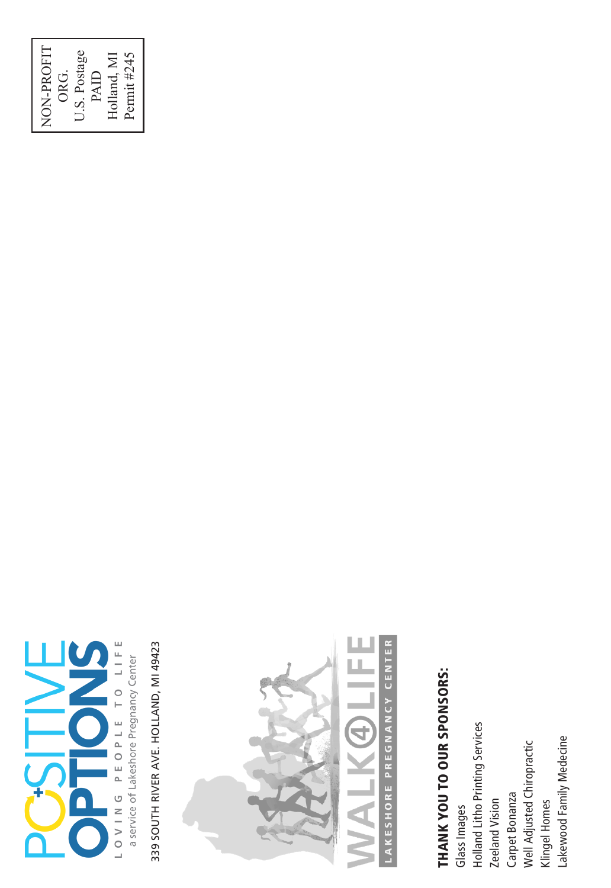NON-PROFIT
ORG.
U.S. Postage
PAID
Holland, MI
Permit #245

POSITIVE OPTIONS

LOVING PEOPLE TO LIFE

a service of Lakeshore Pregnancy Center

339 SOUTH RIVER AVE. HOLLAND, MI 49423

WALK4LIFE

LAKESHORE PREGNANCY CENTER

**THANK YOU TO OUR SPONSORS:**

Glass Images
Holland Litho Printing Services
Zeeland Vision
Carpet Bonanza
Well Adjusted Chiropractic
Klingel Homes
Lakewood Family Medecine